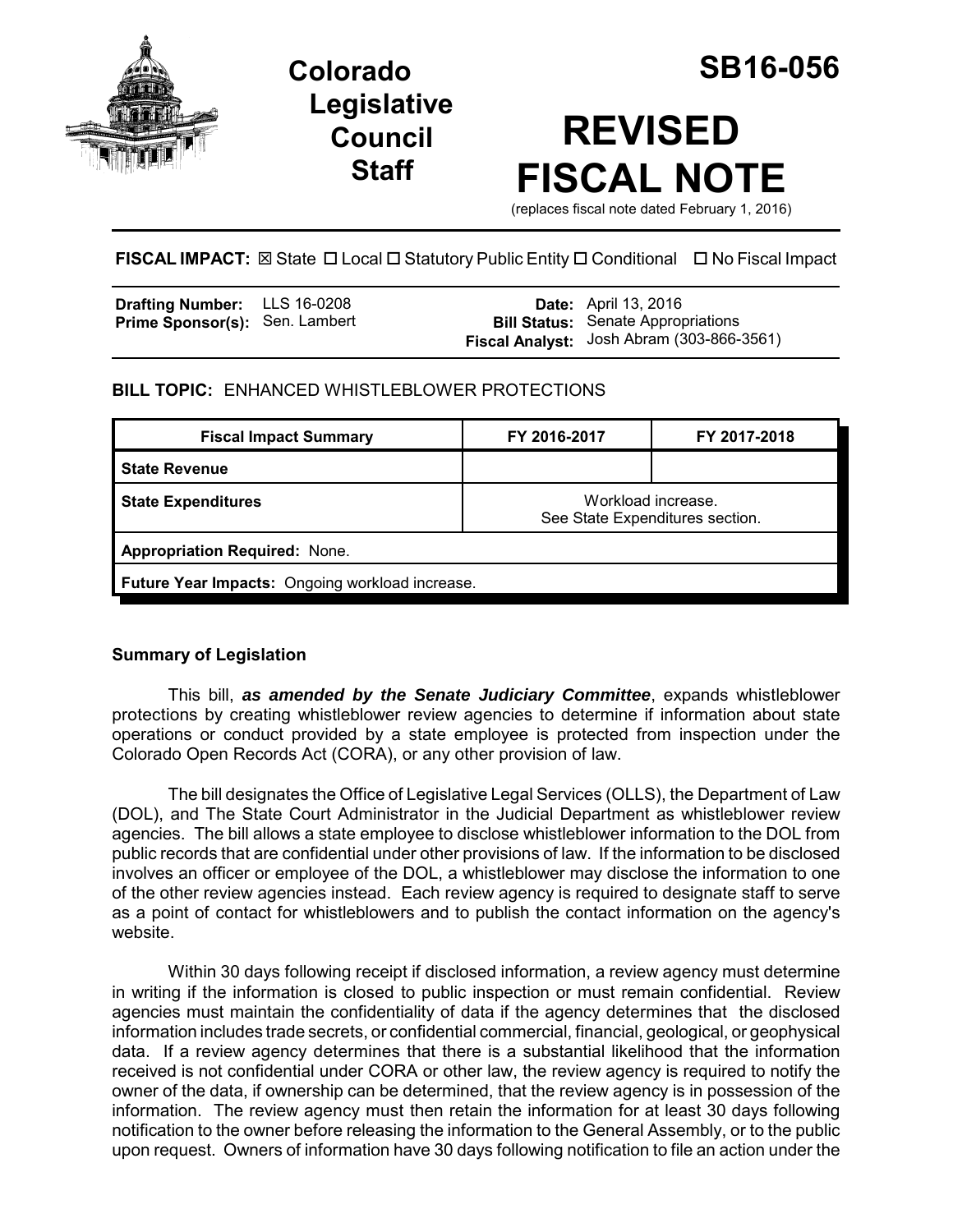# Colorado Legislative Council Staff

# SB16-056

# REVISED FISCAL NOTE

(replaces fiscal note dated February 1, 2016)

**FISCAL IMPACT:** ☒ State ☐ Local ☐ Statutory Public Entity ☐ Conditional ☐ No Fiscal Impact

| | | | |
|---|---|---|---|
| **Drafting Number:** | LLS 16-0208 | **Date:** | April 13, 2016 |
| **Prime Sponsor(s):** | Sen. Lambert | **Bill Status:** | Senate Appropriations |
| | | **Fiscal Analyst:** | Josh Abram (303-866-3561) |

**BILL TOPIC:** ENHANCED WHISTLEBLOWER PROTECTIONS

| Fiscal Impact Summary | FY 2016-2017 | FY 2017-2018 |
|---|---|---|
| **State Revenue** | | |
| **State Expenditures** | Workload increase. See State Expenditures section. | |
| **Appropriation Required:** None. | | |
| **Future Year Impacts:** Ongoing workload increase. | | |

### Summary of Legislation

This bill, ***as amended by the Senate Judiciary Committee***, expands whistleblower protections by creating whistleblower review agencies to determine if information about state operations or conduct provided by a state employee is protected from inspection under the Colorado Open Records Act (CORA), or any other provision of law.

The bill designates the Office of Legislative Legal Services (OLLS), the Department of Law (DOL), and The State Court Administrator in the Judicial Department as whistleblower review agencies. The bill allows a state employee to disclose whistleblower information to the DOL from public records that are confidential under other provisions of law. If the information to be disclosed involves an officer or employee of the DOL, a whistleblower may disclose the information to one of the other review agencies instead. Each review agency is required to designate staff to serve as a point of contact for whistleblowers and to publish the contact information on the agency's website.

Within 30 days following receipt if disclosed information, a review agency must determine in writing if the information is closed to public inspection or must remain confidential. Review agencies must maintain the confidentiality of data if the agency determines that the disclosed information includes trade secrets, or confidential commercial, financial, geological, or geophysical data. If a review agency determines that there is a substantial likelihood that the information received is not confidential under CORA or other law, the review agency is required to notify the owner of the data, if ownership can be determined, that the review agency is in possession of the information. The review agency must then retain the information for at least 30 days following notification to the owner before releasing the information to the General Assembly, or to the public upon request. Owners of information have 30 days following notification to file an action under the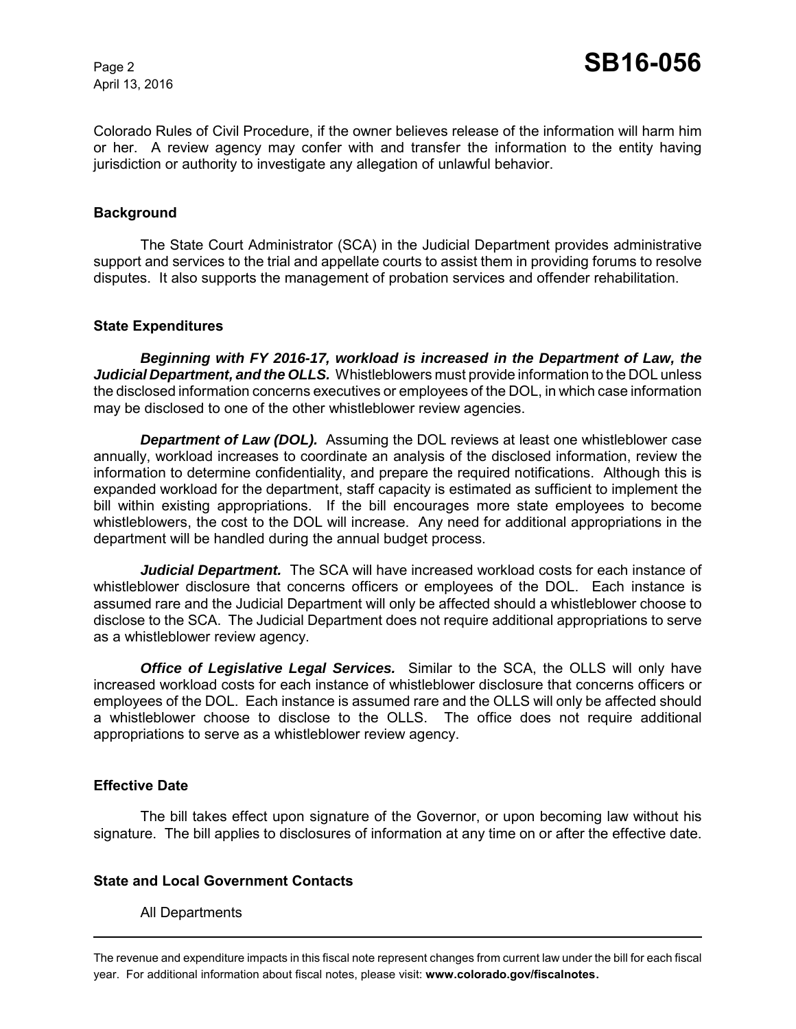Colorado Rules of Civil Procedure, if the owner believes release of the information will harm him or her. A review agency may confer with and transfer the information to the entity having jurisdiction or authority to investigate any allegation of unlawful behavior.

### Background

The State Court Administrator (SCA) in the Judicial Department provides administrative support and services to the trial and appellate courts to assist them in providing forums to resolve disputes. It also supports the management of probation services and offender rehabilitation.

### State Expenditures

***Beginning with FY 2016-17, workload is increased in the Department of Law, the Judicial Department, and the OLLS.*** Whistleblowers must provide information to the DOL unless the disclosed information concerns executives or employees of the DOL, in which case information may be disclosed to one of the other whistleblower review agencies.

***Department of Law (DOL).*** Assuming the DOL reviews at least one whistleblower case annually, workload increases to coordinate an analysis of the disclosed information, review the information to determine confidentiality, and prepare the required notifications. Although this is expanded workload for the department, staff capacity is estimated as sufficient to implement the bill within existing appropriations. If the bill encourages more state employees to become whistleblowers, the cost to the DOL will increase. Any need for additional appropriations in the department will be handled during the annual budget process.

***Judicial Department.*** The SCA will have increased workload costs for each instance of whistleblower disclosure that concerns officers or employees of the DOL. Each instance is assumed rare and the Judicial Department will only be affected should a whistleblower choose to disclose to the SCA. The Judicial Department does not require additional appropriations to serve as a whistleblower review agency.

***Office of Legislative Legal Services.*** Similar to the SCA, the OLLS will only have increased workload costs for each instance of whistleblower disclosure that concerns officers or employees of the DOL. Each instance is assumed rare and the OLLS will only be affected should a whistleblower choose to disclose to the OLLS. The office does not require additional appropriations to serve as a whistleblower review agency.

### Effective Date

The bill takes effect upon signature of the Governor, or upon becoming law without his signature. The bill applies to disclosures of information at any time on or after the effective date.

### State and Local Government Contacts

All Departments

---

The revenue and expenditure impacts in this fiscal note represent changes from current law under the bill for each fiscal year. For additional information about fiscal notes, please visit: **www.colorado.gov/fiscalnotes.**